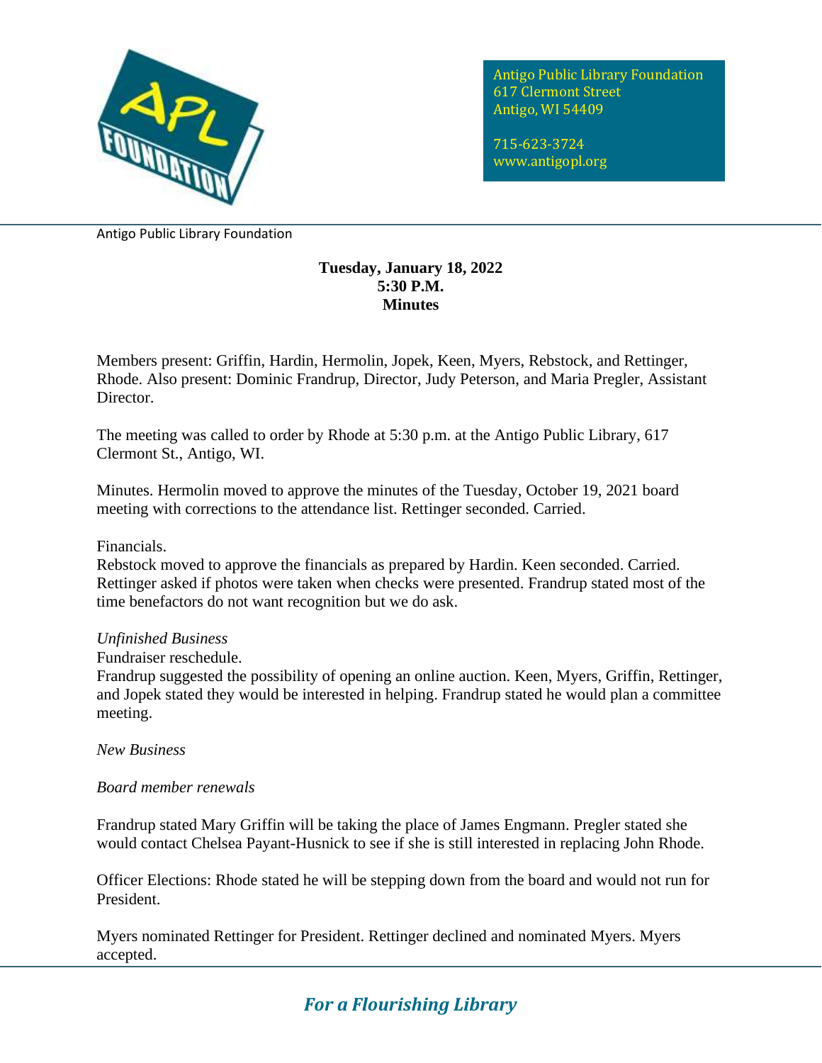Antigo Public Library Foundation
617 Clermont Street
Antigo, WI 54409

715-623-3724
www.antigopl.org

Antigo Public Library Foundation

**Tuesday, January 18, 2022**
**5:30 P.M.**
**Minutes**

Members present: Griffin, Hardin, Hermolin, Jopek, Keen, Myers, Rebstock, and Rettinger, Rhode. Also present: Dominic Frandrup, Director, Judy Peterson, and Maria Pregler, Assistant Director.

The meeting was called to order by Rhode at 5:30 p.m. at the Antigo Public Library, 617 Clermont St., Antigo, WI.

Minutes. Hermolin moved to approve the minutes of the Tuesday, October 19, 2021 board meeting with corrections to the attendance list. Rettinger seconded. Carried.

Financials.
Rebstock moved to approve the financials as prepared by Hardin. Keen seconded. Carried. Rettinger asked if photos were taken when checks were presented. Frandrup stated most of the time benefactors do not want recognition but we do ask.

*Unfinished Business*
Fundraiser reschedule.
Frandrup suggested the possibility of opening an online auction. Keen, Myers, Griffin, Rettinger, and Jopek stated they would be interested in helping. Frandrup stated he would plan a committee meeting.

*New Business*

*Board member renewals*

Frandrup stated Mary Griffin will be taking the place of James Engmann. Pregler stated she would contact Chelsea Payant-Husnick to see if she is still interested in replacing John Rhode.

Officer Elections: Rhode stated he will be stepping down from the board and would not run for President.

Myers nominated Rettinger for President. Rettinger declined and nominated Myers. Myers accepted.

*For a Flourishing Library*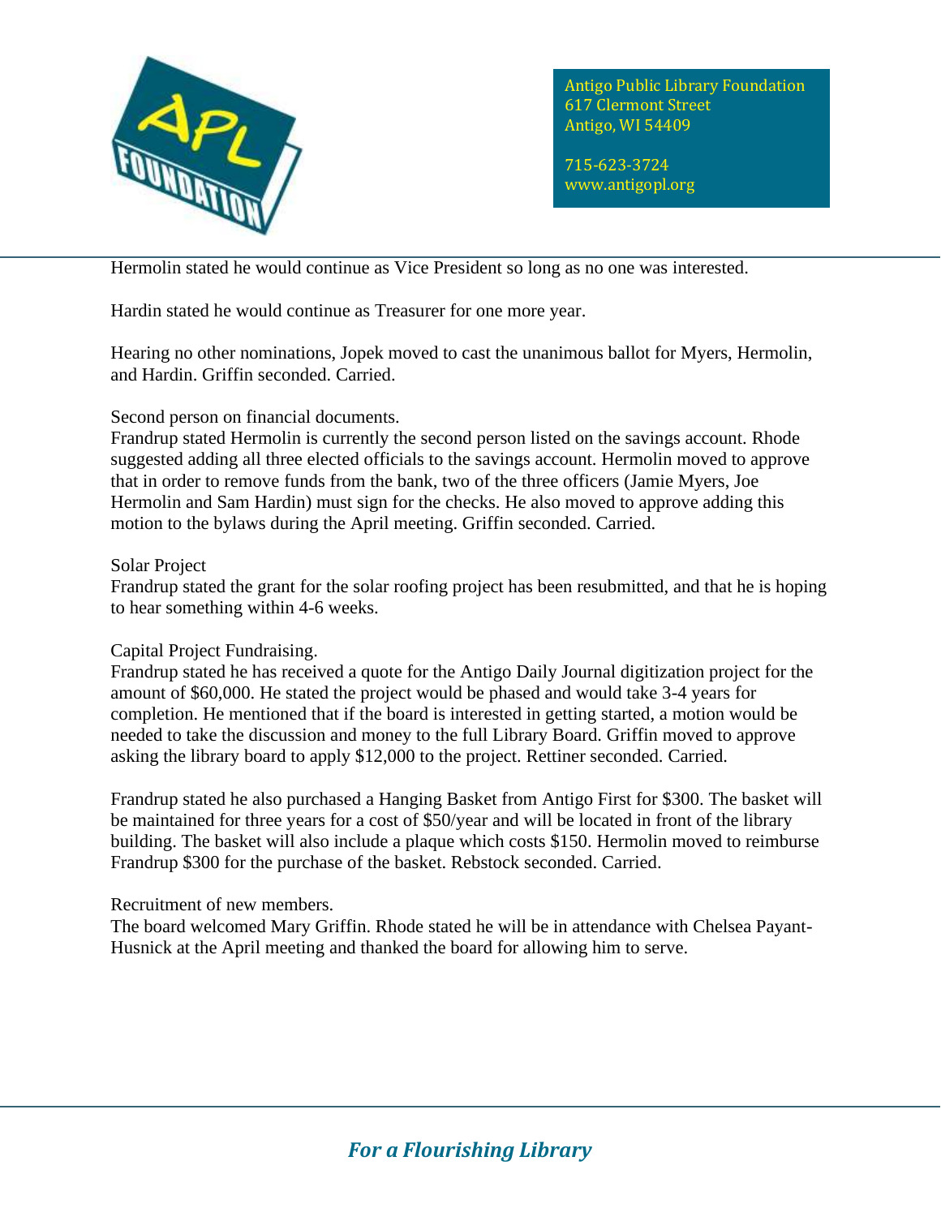Hermolin stated he would continue as Vice President so long as no one was interested.

Hardin stated he would continue as Treasurer for one more year.

Hearing no other nominations, Jopek moved to cast the unanimous ballot for Myers, Hermolin, and Hardin. Griffin seconded. Carried.

Second person on financial documents.
Frandrup stated Hermolin is currently the second person listed on the savings account. Rhode suggested adding all three elected officials to the savings account. Hermolin moved to approve that in order to remove funds from the bank, two of the three officers (Jamie Myers, Joe Hermolin and Sam Hardin) must sign for the checks. He also moved to approve adding this motion to the bylaws during the April meeting. Griffin seconded. Carried.

Solar Project
Frandrup stated the grant for the solar roofing project has been resubmitted, and that he is hoping to hear something within 4-6 weeks.

Capital Project Fundraising.
Frandrup stated he has received a quote for the Antigo Daily Journal digitization project for the amount of $60,000. He stated the project would be phased and would take 3-4 years for completion. He mentioned that if the board is interested in getting started, a motion would be needed to take the discussion and money to the full Library Board. Griffin moved to approve asking the library board to apply $12,000 to the project. Rettiner seconded. Carried.

Frandrup stated he also purchased a Hanging Basket from Antigo First for $300. The basket will be maintained for three years for a cost of $50/year and will be located in front of the library building. The basket will also include a plaque which costs $150. Hermolin moved to reimburse Frandrup $300 for the purchase of the basket. Rebstock seconded. Carried.

Recruitment of new members.
The board welcomed Mary Griffin. Rhode stated he will be in attendance with Chelsea Payant-Husnick at the April meeting and thanked the board for allowing him to serve.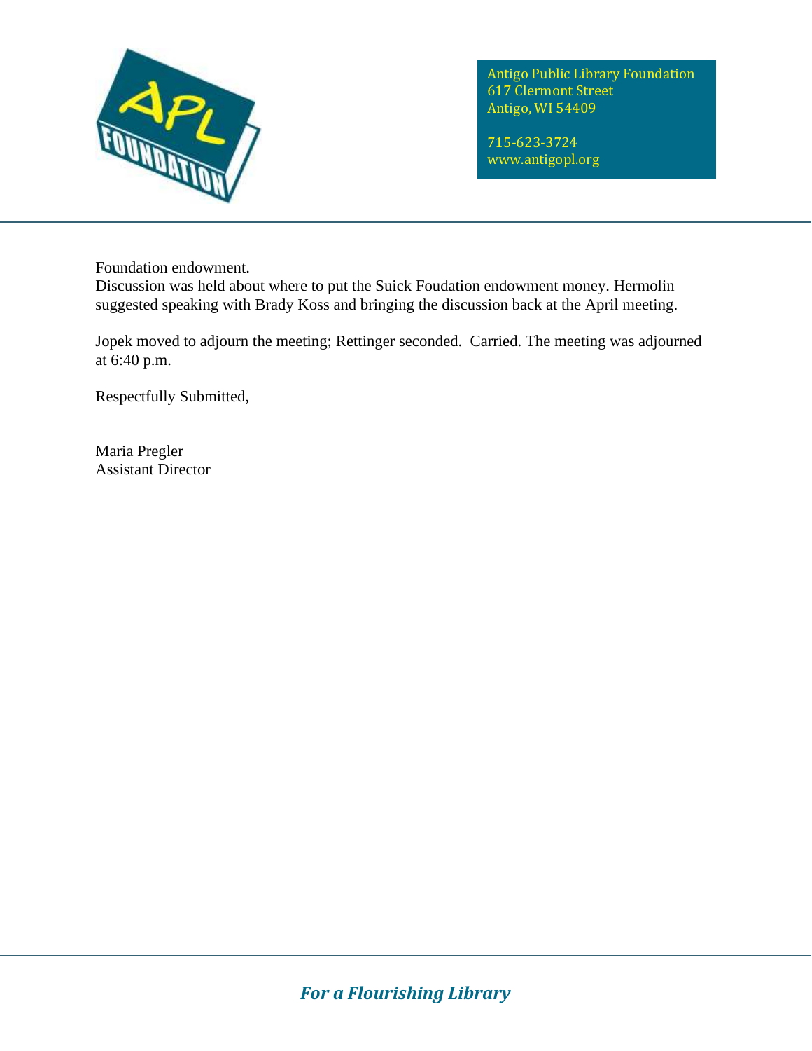Foundation endowment.
Discussion was held about where to put the Suick Foudation endowment money. Hermolin suggested speaking with Brady Koss and bringing the discussion back at the April meeting.

Jopek moved to adjourn the meeting; Rettinger seconded. Carried. The meeting was adjourned at 6:40 p.m.

Respectfully Submitted,

Maria Pregler
Assistant Director